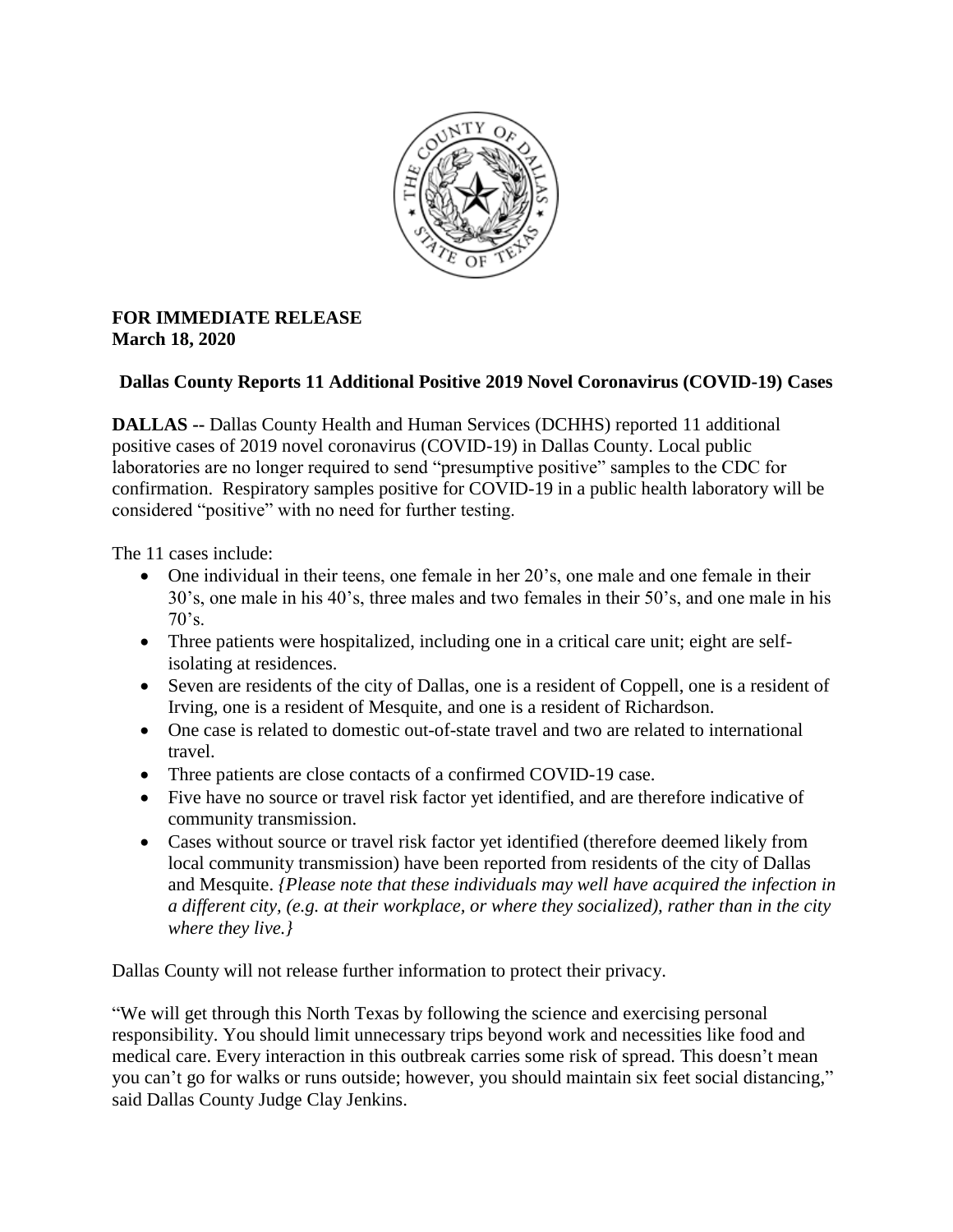**FOR IMMEDIATE RELEASE**
**March 18, 2020**

## Dallas County Reports 11 Additional Positive 2019 Novel Coronavirus (COVID-19) Cases

**DALLAS --** Dallas County Health and Human Services (DCHHS) reported 11 additional positive cases of 2019 novel coronavirus (COVID-19) in Dallas County. Local public laboratories are no longer required to send "presumptive positive" samples to the CDC for confirmation. Respiratory samples positive for COVID-19 in a public health laboratory will be considered "positive" with no need for further testing.

The 11 cases include:

- One individual in their teens, one female in her 20's, one male and one female in their 30's, one male in his 40's, three males and two females in their 50's, and one male in his 70's.
- Three patients were hospitalized, including one in a critical care unit; eight are self-isolating at residences.
- Seven are residents of the city of Dallas, one is a resident of Coppell, one is a resident of Irving, one is a resident of Mesquite, and one is a resident of Richardson.
- One case is related to domestic out-of-state travel and two are related to international travel.
- Three patients are close contacts of a confirmed COVID-19 case.
- Five have no source or travel risk factor yet identified, and are therefore indicative of community transmission.
- Cases without source or travel risk factor yet identified (therefore deemed likely from local community transmission) have been reported from residents of the city of Dallas and Mesquite. *{Please note that these individuals may well have acquired the infection in a different city, (e.g. at their workplace, or where they socialized), rather than in the city where they live.}*

Dallas County will not release further information to protect their privacy.

"We will get through this North Texas by following the science and exercising personal responsibility. You should limit unnecessary trips beyond work and necessities like food and medical care. Every interaction in this outbreak carries some risk of spread. This doesn't mean you can't go for walks or runs outside; however, you should maintain six feet social distancing," said Dallas County Judge Clay Jenkins.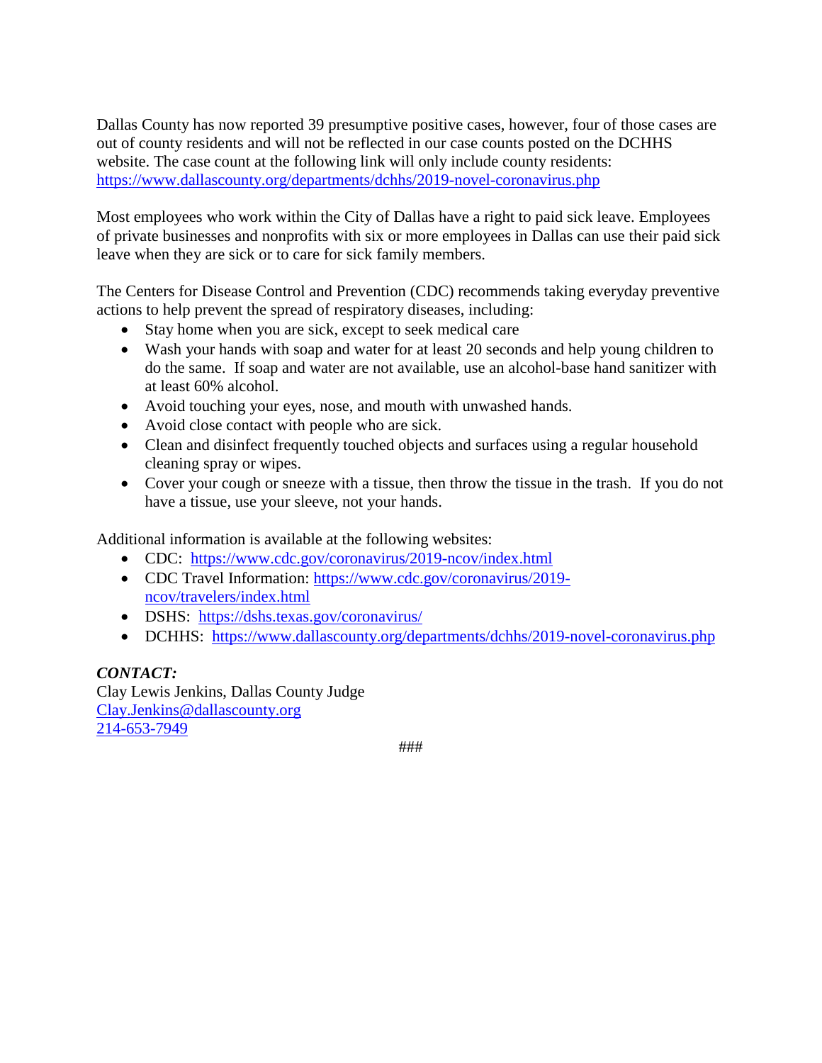Dallas County has now reported 39 presumptive positive cases, however, four of those cases are out of county residents and will not be reflected in our case counts posted on the DCHHS website. The case count at the following link will only include county residents: https://www.dallascounty.org/departments/dchhs/2019-novel-coronavirus.php

Most employees who work within the City of Dallas have a right to paid sick leave. Employees of private businesses and nonprofits with six or more employees in Dallas can use their paid sick leave when they are sick or to care for sick family members.

The Centers for Disease Control and Prevention (CDC) recommends taking everyday preventive actions to help prevent the spread of respiratory diseases, including:

- Stay home when you are sick, except to seek medical care
- Wash your hands with soap and water for at least 20 seconds and help young children to do the same. If soap and water are not available, use an alcohol-base hand sanitizer with at least 60% alcohol.
- Avoid touching your eyes, nose, and mouth with unwashed hands.
- Avoid close contact with people who are sick.
- Clean and disinfect frequently touched objects and surfaces using a regular household cleaning spray or wipes.
- Cover your cough or sneeze with a tissue, then throw the tissue in the trash. If you do not have a tissue, use your sleeve, not your hands.

Additional information is available at the following websites:

- CDC: https://www.cdc.gov/coronavirus/2019-ncov/index.html
- CDC Travel Information: https://www.cdc.gov/coronavirus/2019-ncov/travelers/index.html
- DSHS: https://dshs.texas.gov/coronavirus/
- DCHHS: https://www.dallascounty.org/departments/dchhs/2019-novel-coronavirus.php

***CONTACT:***
Clay Lewis Jenkins, Dallas County Judge
Clay.Jenkins@dallascounty.org
214-653-7949

###